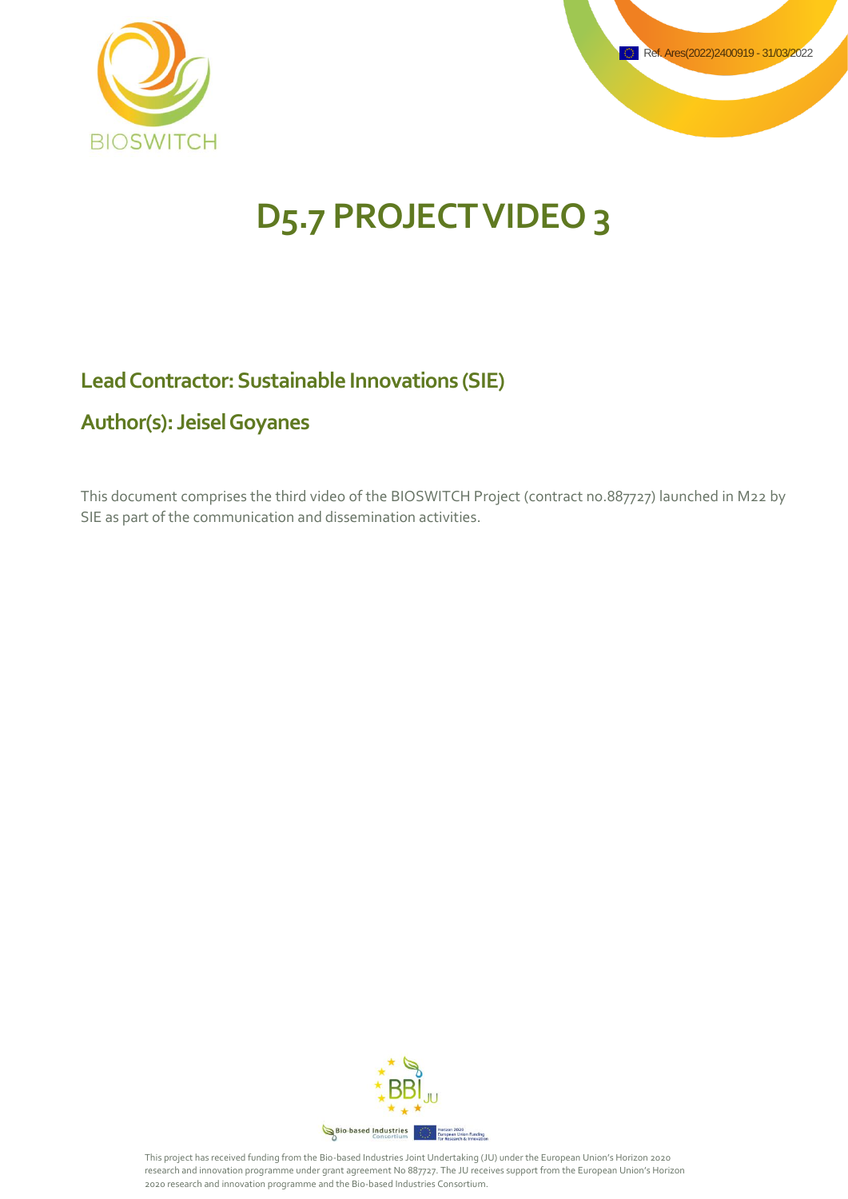Ref. Ares(2022)2400919 - 31/03/2022

BIOSWITCH

# D5.7 PROJECT VIDEO 3

## Lead Contractor: Sustainable Innovations (SIE)

## Author(s): Jeisel Goyanes

This document comprises the third video of the BIOSWITCH Project (contract no.887727) launched in M22 by SIE as part of the communication and dissemination activities.

This project has received funding from the Bio-based Industries Joint Undertaking (JU) under the European Union's Horizon 2020 research and innovation programme under grant agreement No 887727. The JU receives support from the European Union's Horizon 2020 research and innovation programme and the Bio-based Industries Consortium.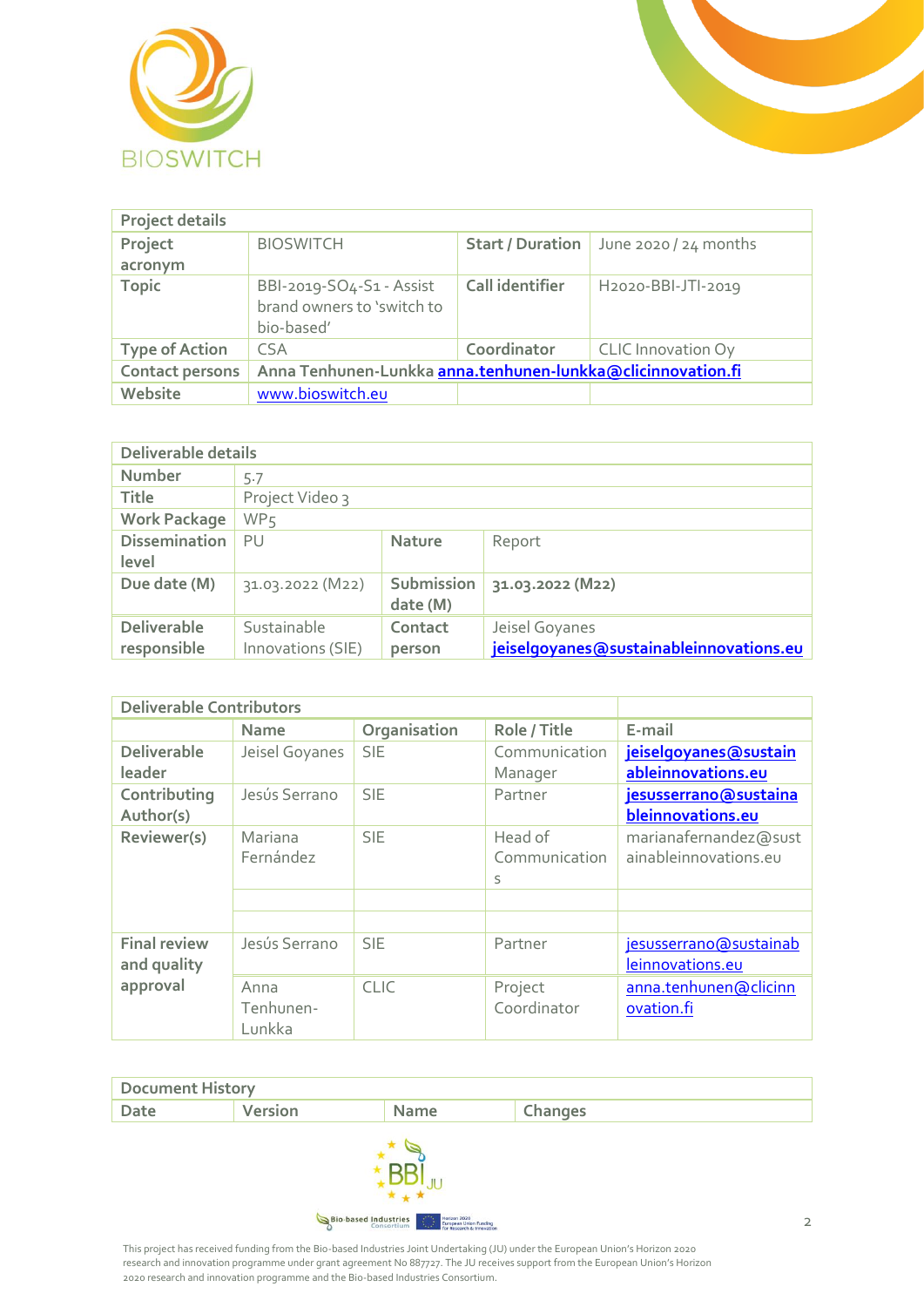| Project details | | | |
|---|---|---|---|
| **Project acronym** | BIOSWITCH | **Start / Duration** | June 2020 / 24 months |
| **Topic** | BBI-2019-SO4-S1 - Assist brand owners to 'switch to bio-based' | **Call identifier** | H2020-BBI-JTI-2019 |
| **Type of Action** | CSA | **Coordinator** | CLIC Innovation Oy |
| **Contact persons** | Anna Tenhunen-Lunkka anna.tenhunen-lunkka@clicinnovation.fi | | |
| **Website** | www.bioswitch.eu | | |

| Deliverable details | | | |
|---|---|---|---|
| **Number** | 5.7 | | |
| **Title** | Project Video 3 | | |
| **Work Package** | WP5 | | |
| **Dissemination level** | PU | **Nature** | Report |
| **Due date (M)** | 31.03.2022 (M22) | **Submission date (M)** | **31.03.2022 (M22)** |
| **Deliverable responsible** | Sustainable Innovations (SIE) | **Contact person** | Jeisel Goyanes jeiselgoyanes@sustainableinnovations.eu |

| Deliverable Contributors | | | | |
|---|---|---|---|---|
| | **Name** | **Organisation** | **Role / Title** | **E-mail** |
| **Deliverable leader** | Jeisel Goyanes | SIE | Communication Manager | jeiselgoyanes@sustainableinnovations.eu |
| **Contributing Author(s)** | Jesús Serrano | SIE | Partner | jesusserrano@sustainableinnovations.eu |
| **Reviewer(s)** | Mariana Fernández | SIE | Head of Communications | marianafernandez@sustainableinnovations.eu |
| | | | | |
| | | | | |
| **Final review and quality approval** | Jesús Serrano | SIE | Partner | jesusserrano@sustainableinnovations.eu |
| | Anna Tenhunen-Lunkka | CLIC | Project Coordinator | anna.tenhunen@clicinnovation.fi |

| Document History | | | |
|---|---|---|---|
| **Date** | **Version** | **Name** | **Changes** |

This project has received funding from the Bio-based Industries Joint Undertaking (JU) under the European Union's Horizon 2020 research and innovation programme under grant agreement No 887727. The JU receives support from the European Union's Horizon 2020 research and innovation programme and the Bio-based Industries Consortium.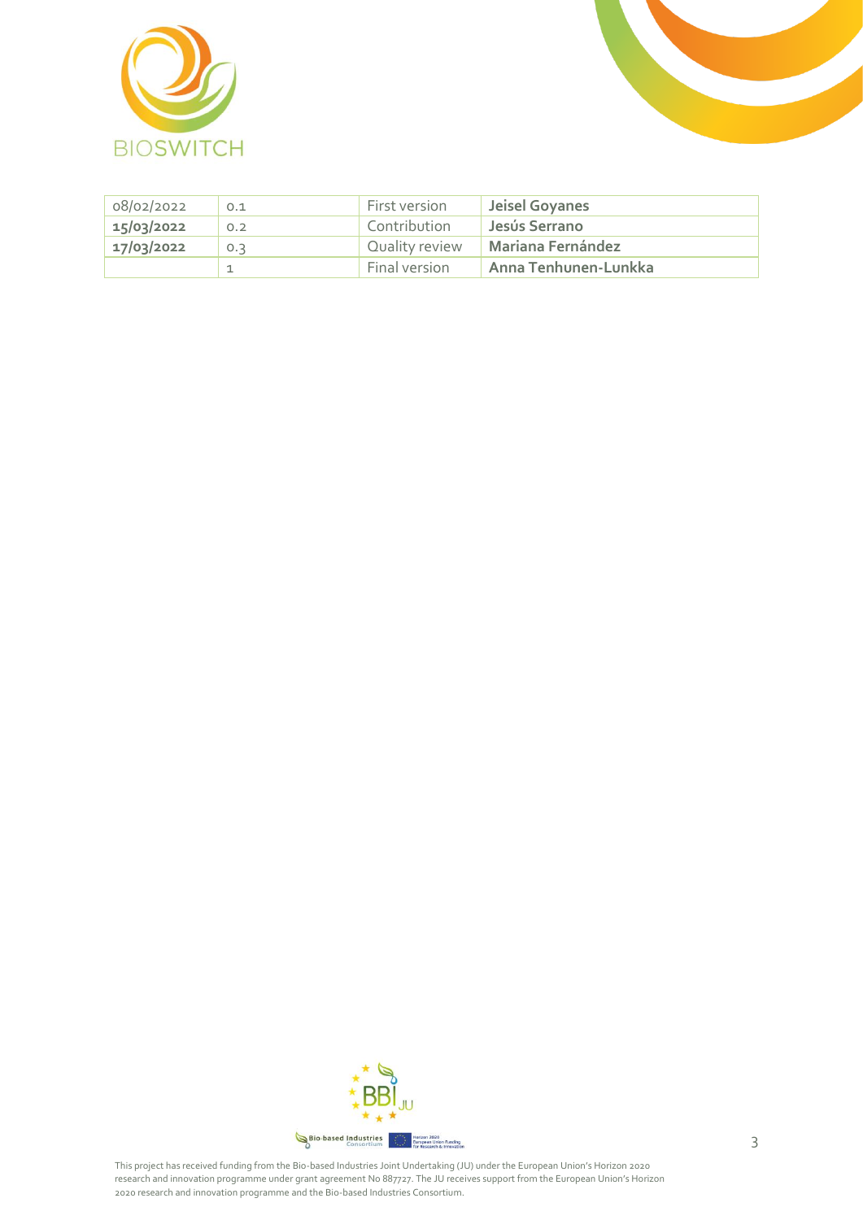| 08/02/2022 | 0.1 | First version | **Jeisel Goyanes** |
| --- | --- | --- | --- |
| **15/03/2022** | 0.2 | Contribution | **Jesús Serrano** |
| **17/03/2022** | 0.3 | Quality review | **Mariana Fernández** |
| | 1 | Final version | **Anna Tenhunen-Lunkka** |

This project has received funding from the Bio-based Industries Joint Undertaking (JU) under the European Union's Horizon 2020 research and innovation programme under grant agreement No 887727. The JU receives support from the European Union's Horizon 2020 research and innovation programme and the Bio-based Industries Consortium.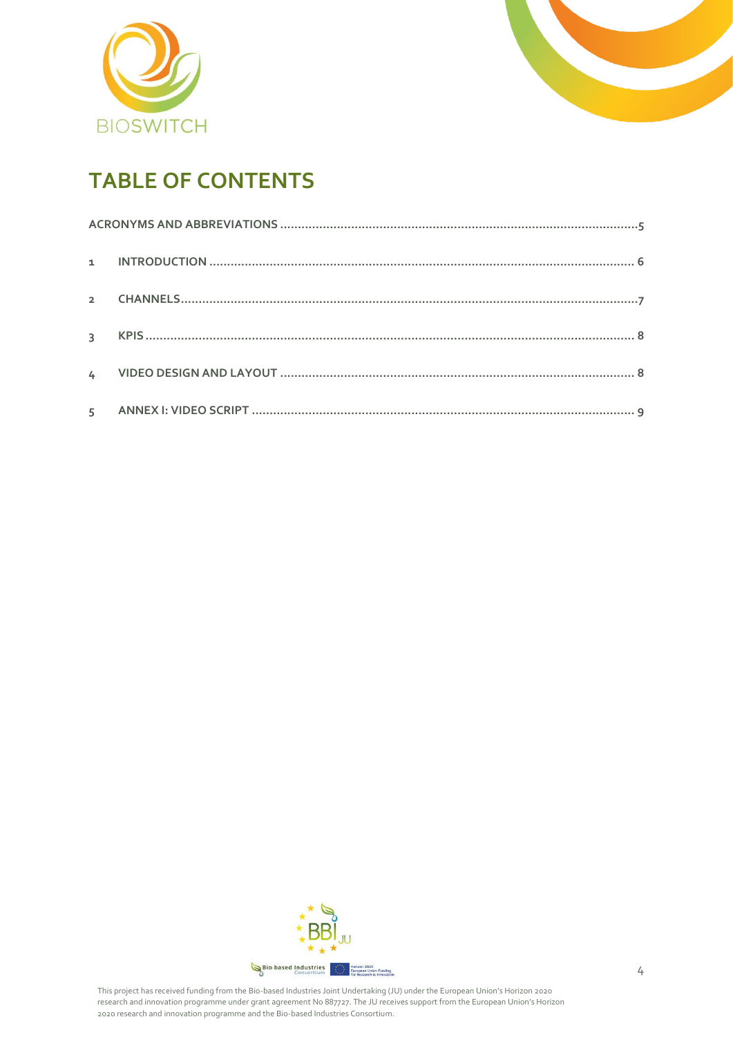# TABLE OF CONTENTS

ACRONYMS AND ABBREVIATIONS ....................................................................................................5

1 INTRODUCTION ..................................................................................................................... 6

2 CHANNELS...............................................................................................................................7

3 KPIS ....................................................................................................................................... 8

4 VIDEO DESIGN AND LAYOUT .................................................................................................. 8

5 ANNEX I: VIDEO SCRIPT .......................................................................................................... 9

This project has received funding from the Bio-based Industries Joint Undertaking (JU) under the European Union's Horizon 2020 research and innovation programme under grant agreement No 887727. The JU receives support from the European Union's Horizon 2020 research and innovation programme and the Bio-based Industries Consortium.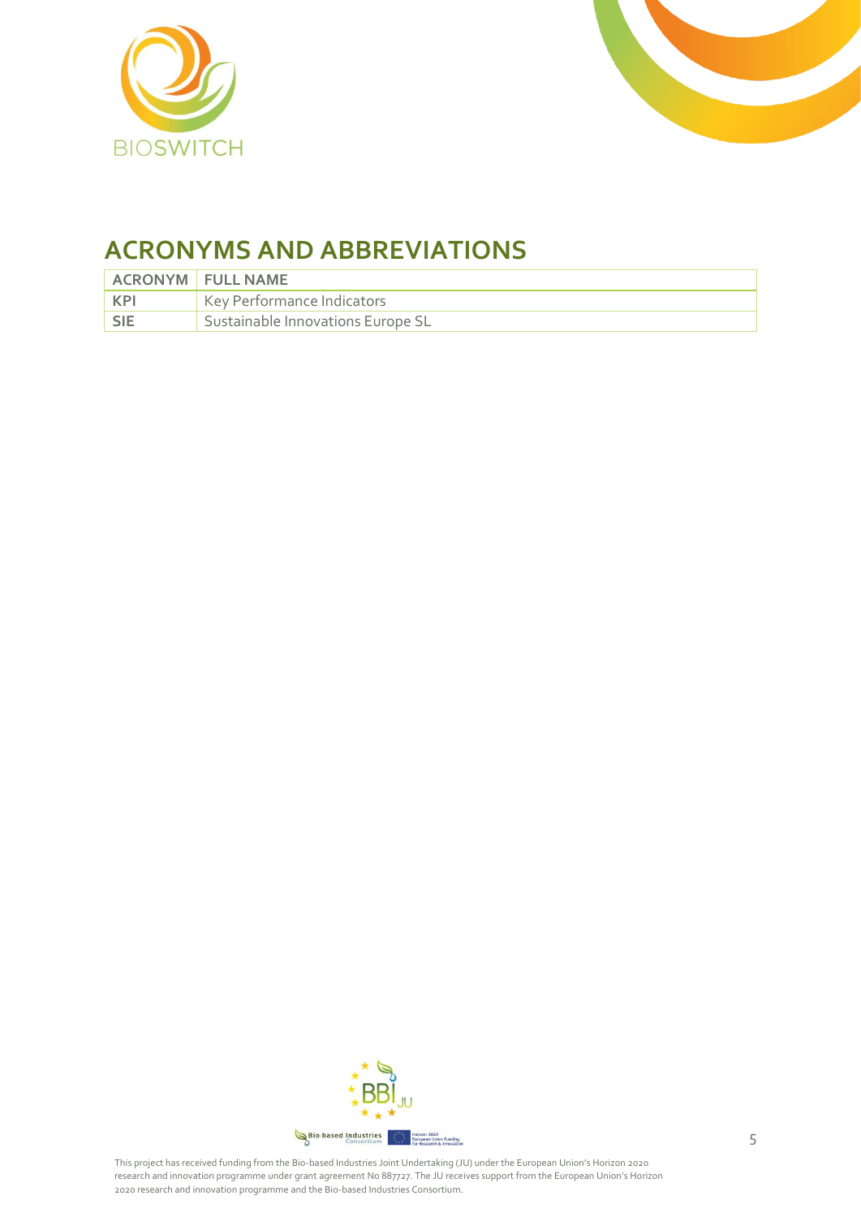# ACRONYMS AND ABBREVIATIONS

| ACRONYM | FULL NAME |
| --- | --- |
| KPI | Key Performance Indicators |
| SIE | Sustainable Innovations Europe SL |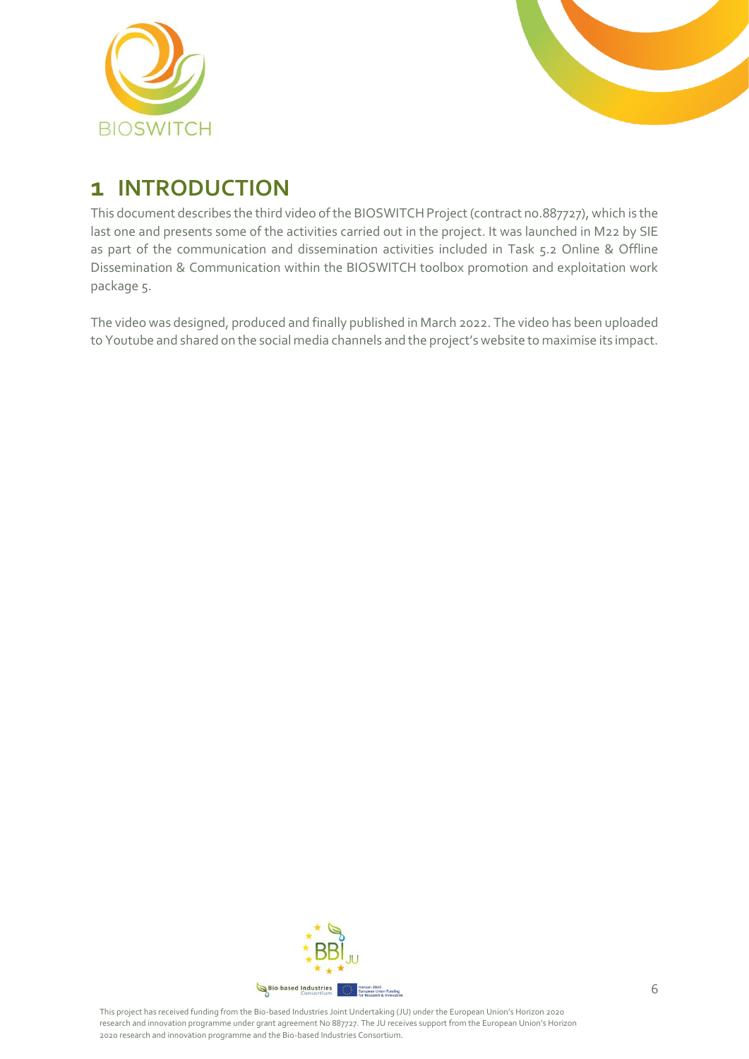# 1 INTRODUCTION

This document describes the third video of the BIOSWITCH Project (contract no.887727), which is the last one and presents some of the activities carried out in the project. It was launched in M22 by SIE as part of the communication and dissemination activities included in Task 5.2 Online & Offline Dissemination & Communication within the BIOSWITCH toolbox promotion and exploitation work package 5.

The video was designed, produced and finally published in March 2022. The video has been uploaded to Youtube and shared on the social media channels and the project's website to maximise its impact.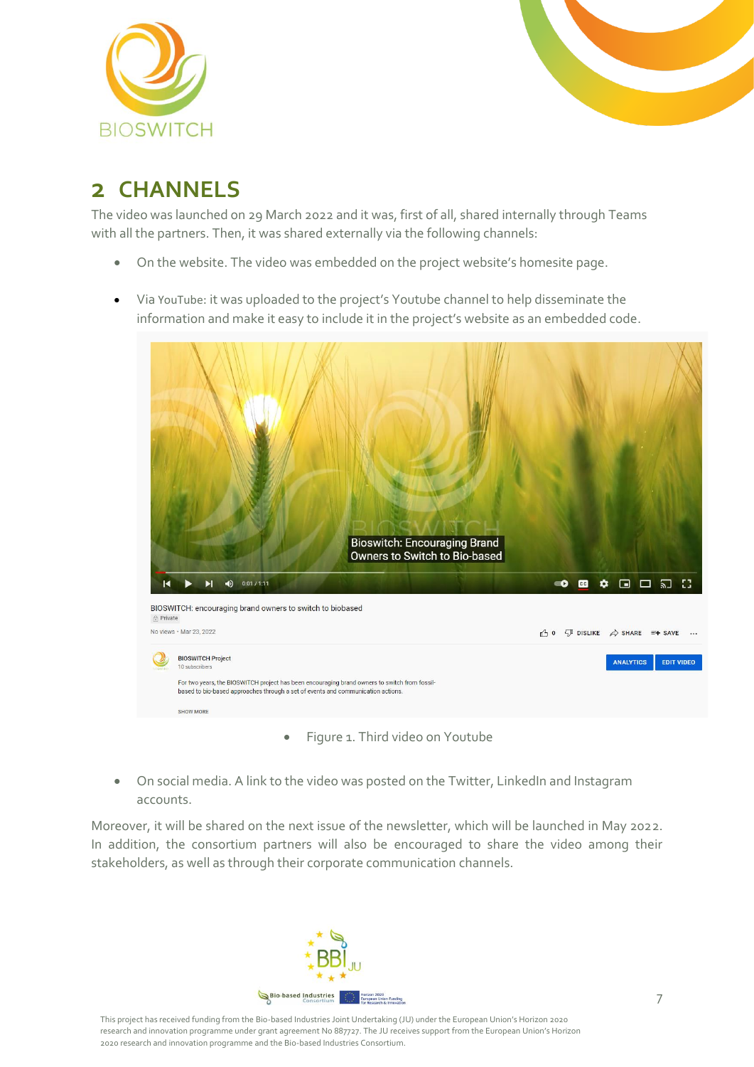## 2 CHANNELS

The video was launched on 29 March 2022 and it was, first of all, shared internally through Teams with all the partners. Then, it was shared externally via the following channels:

- On the website. The video was embedded on the project website's homesite page.
- Via YouTube: it was uploaded to the project's Youtube channel to help disseminate the information and make it easy to include it in the project's website as an embedded code.

Figure 1. Third video on Youtube

- On social media. A link to the video was posted on the Twitter, LinkedIn and Instagram accounts.

Moreover, it will be shared on the next issue of the newsletter, which will be launched in May 2022. In addition, the consortium partners will also be encouraged to share the video among their stakeholders, as well as through their corporate communication channels.

This project has received funding from the Bio-based Industries Joint Undertaking (JU) under the European Union's Horizon 2020 research and innovation programme under grant agreement No 887727. The JU receives support from the European Union's Horizon 2020 research and innovation programme and the Bio-based Industries Consortium.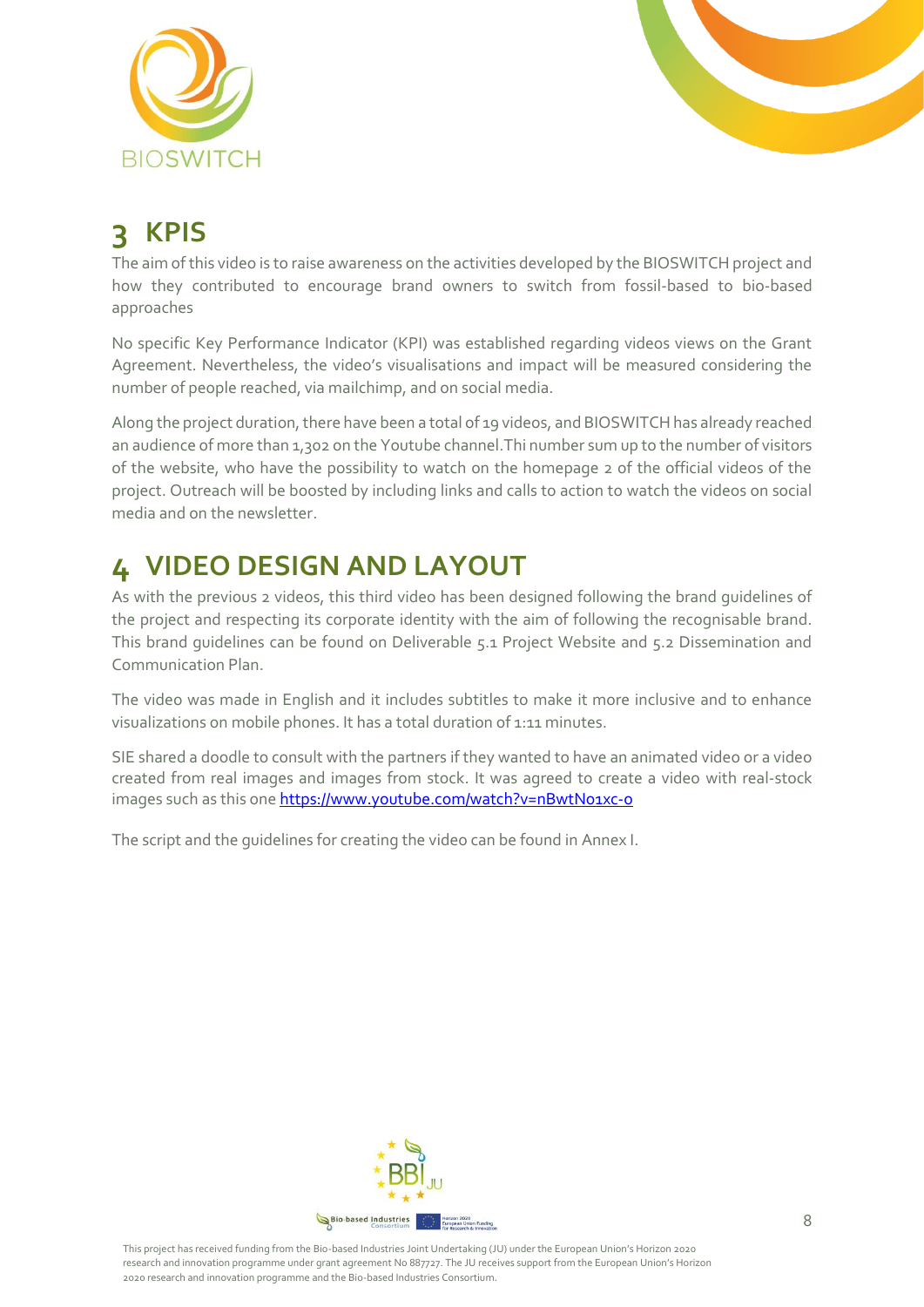# 3 KPIS

The aim of this video is to raise awareness on the activities developed by the BIOSWITCH project and how they contributed to encourage brand owners to switch from fossil-based to bio-based approaches

No specific Key Performance Indicator (KPI) was established regarding videos views on the Grant Agreement. Nevertheless, the video's visualisations and impact will be measured considering the number of people reached, via mailchimp, and on social media.

Along the project duration, there have been a total of 19 videos, and BIOSWITCH has already reached an audience of more than 1,302 on the Youtube channel.Thi number sum up to the number of visitors of the website, who have the possibility to watch on the homepage 2 of the official videos of the project. Outreach will be boosted by including links and calls to action to watch the videos on social media and on the newsletter.

# 4 VIDEO DESIGN AND LAYOUT

As with the previous 2 videos, this third video has been designed following the brand guidelines of the project and respecting its corporate identity with the aim of following the recognisable brand. This brand guidelines can be found on Deliverable 5.1 Project Website and 5.2 Dissemination and Communication Plan.

The video was made in English and it includes subtitles to make it more inclusive and to enhance visualizations on mobile phones. It has a total duration of 1:11 minutes.

SIE shared a doodle to consult with the partners if they wanted to have an animated video or a video created from real images and images from stock. It was agreed to create a video with real-stock images such as this one [https://www.youtube.com/watch?v=nBwtNo1xc-o](https://www.youtube.com/watch?v=nBwtNo1xc-o)

The script and the guidelines for creating the video can be found in Annex I.

This project has received funding from the Bio-based Industries Joint Undertaking (JU) under the European Union's Horizon 2020 research and innovation programme under grant agreement No 887727. The JU receives support from the European Union's Horizon 2020 research and innovation programme and the Bio-based Industries Consortium.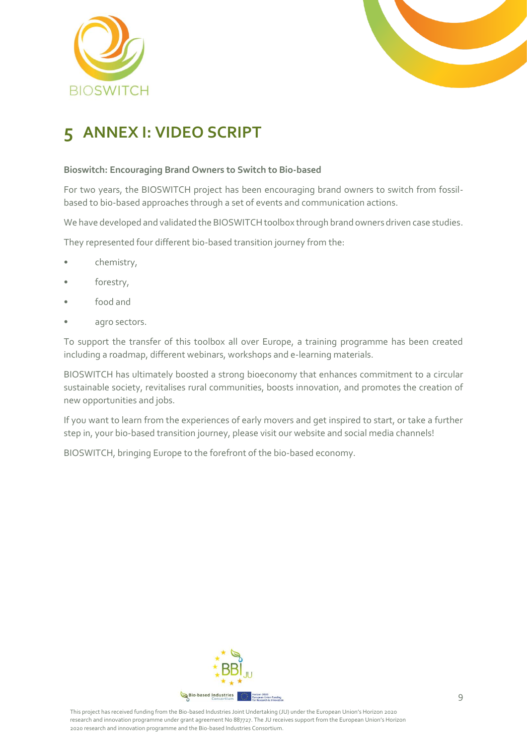# 5 ANNEX I: VIDEO SCRIPT

**Bioswitch: Encouraging Brand Owners to Switch to Bio-based**

For two years, the BIOSWITCH project has been encouraging brand owners to switch from fossil-based to bio-based approaches through a set of events and communication actions.

We have developed and validated the BIOSWITCH toolbox through brand owners driven case studies.

They represented four different bio-based transition journey from the:

- chemistry,
- forestry,
- food and
- agro sectors.

To support the transfer of this toolbox all over Europe, a training programme has been created including a roadmap, different webinars, workshops and e-learning materials.

BIOSWITCH has ultimately boosted a strong bioeconomy that enhances commitment to a circular sustainable society, revitalises rural communities, boosts innovation, and promotes the creation of new opportunities and jobs.

If you want to learn from the experiences of early movers and get inspired to start, or take a further step in, your bio-based transition journey, please visit our website and social media channels!

BIOSWITCH, bringing Europe to the forefront of the bio-based economy.